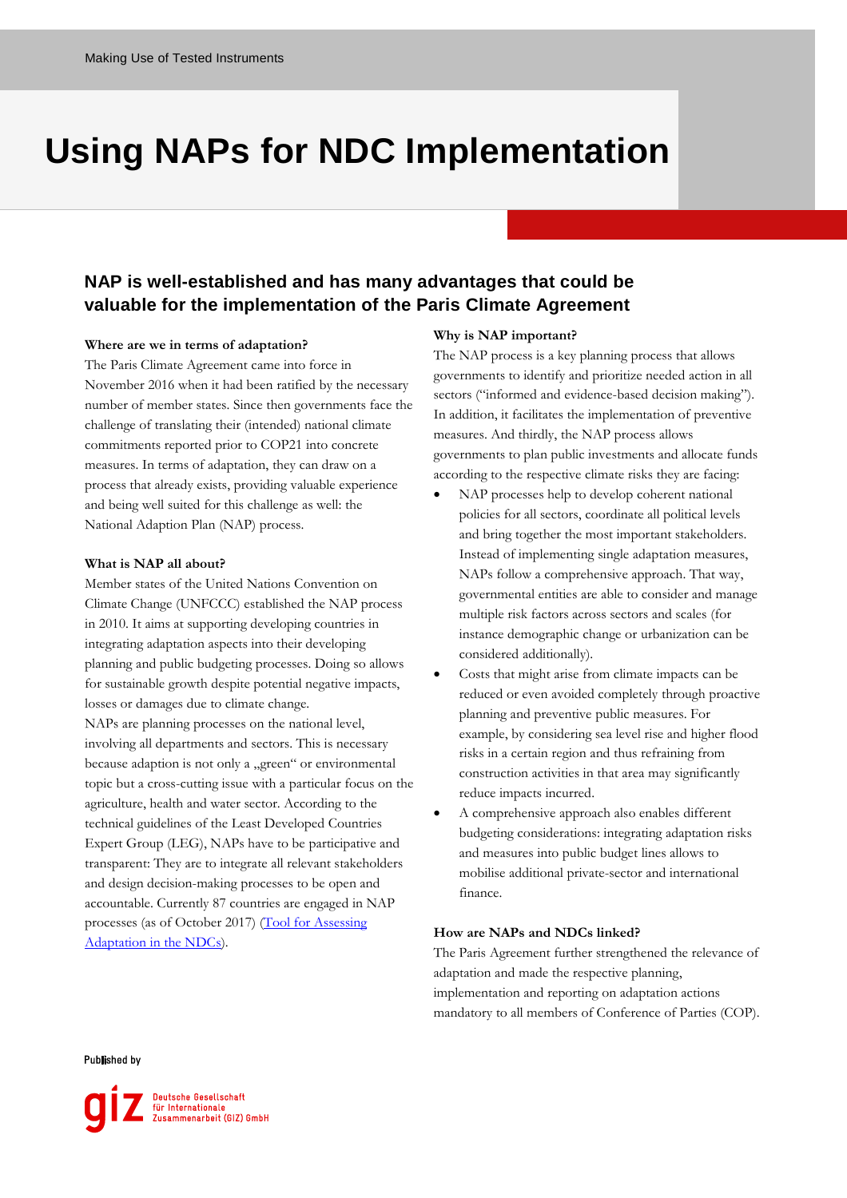Making Use of Tested Instruments

# Using NAPs for NDC Implementation

## NAP is well-established and has many advantages that could be valuable for the implementation of the Paris Climate Agreement

**Where are we in terms of adaptation?**

The Paris Climate Agreement came into force in November 2016 when it had been ratified by the necessary number of member states. Since then governments face the challenge of translating their (intended) national climate commitments reported prior to COP21 into concrete measures. In terms of adaptation, they can draw on a process that already exists, providing valuable experience and being well suited for this challenge as well: the National Adaption Plan (NAP) process.

**What is NAP all about?**

Member states of the United Nations Convention on Climate Change (UNFCCC) established the NAP process in 2010. It aims at supporting developing countries in integrating adaptation aspects into their developing planning and public budgeting processes. Doing so allows for sustainable growth despite potential negative impacts, losses or damages due to climate change.

NAPs are planning processes on the national level, involving all departments and sectors. This is necessary because adaption is not only a „green" or environmental topic but a cross-cutting issue with a particular focus on the agriculture, health and water sector. According to the technical guidelines of the Least Developed Countries Expert Group (LEG), NAPs have to be participative and transparent: They are to integrate all relevant stakeholders and design decision-making processes to be open and accountable. Currently 87 countries are engaged in NAP processes (as of October 2017) ([Tool for Assessing Adaptation in the NDCs](Tool for Assessing Adaptation in the NDCs)).

**Why is NAP important?**

The NAP process is a key planning process that allows governments to identify and prioritize needed action in all sectors ("informed and evidence-based decision making"). In addition, it facilitates the implementation of preventive measures. And thirdly, the NAP process allows governments to plan public investments and allocate funds according to the respective climate risks they are facing:

- NAP processes help to develop coherent national policies for all sectors, coordinate all political levels and bring together the most important stakeholders. Instead of implementing single adaptation measures, NAPs follow a comprehensive approach. That way, governmental entities are able to consider and manage multiple risk factors across sectors and scales (for instance demographic change or urbanization can be considered additionally).
- Costs that might arise from climate impacts can be reduced or even avoided completely through proactive planning and preventive public measures. For example, by considering sea level rise and higher flood risks in a certain region and thus refraining from construction activities in that area may significantly reduce impacts incurred.
- A comprehensive approach also enables different budgeting considerations: integrating adaptation risks and measures into public budget lines allows to mobilise additional private-sector and international finance.

**How are NAPs and NDCs linked?**

The Paris Agreement further strengthened the relevance of adaptation and made the respective planning, implementation and reporting on adaptation actions mandatory to all members of Conference of Parties (COP).

Published by

giz Deutsche Gesellschaft für Internationale Zusammenarbeit (GIZ) GmbH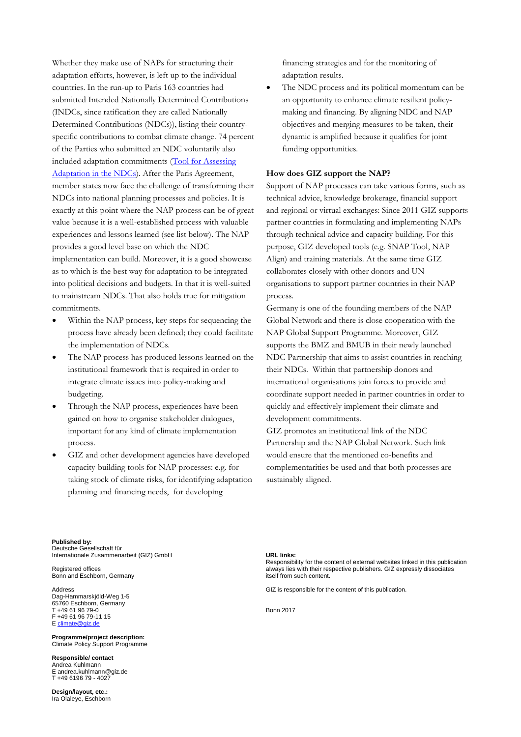Whether they make use of NAPs for structuring their adaptation efforts, however, is left up to the individual countries. In the run-up to Paris 163 countries had submitted Intended Nationally Determined Contributions (INDCs, since ratification they are called Nationally Determined Contributions (NDCs)), listing their country-specific contributions to combat climate change. 74 percent of the Parties who submitted an NDC voluntarily also included adaptation commitments (Tool for Assessing Adaptation in the NDCs). After the Paris Agreement, member states now face the challenge of transforming their NDCs into national planning processes and policies. It is exactly at this point where the NAP process can be of great value because it is a well-established process with valuable experiences and lessons learned (see list below). The NAP provides a good level base on which the NDC implementation can build. Moreover, it is a good showcase as to which is the best way for adaptation to be integrated into political decisions and budgets. In that it is well-suited to mainstream NDCs. That also holds true for mitigation commitments.

- Within the NAP process, key steps for sequencing the process have already been defined; they could facilitate the implementation of NDCs.
- The NAP process has produced lessons learned on the institutional framework that is required in order to integrate climate issues into policy-making and budgeting.
- Through the NAP process, experiences have been gained on how to organise stakeholder dialogues, important for any kind of climate implementation process.
- GIZ and other development agencies have developed capacity-building tools for NAP processes: e.g. for taking stock of climate risks, for identifying adaptation planning and financing needs, for developing financing strategies and for the monitoring of adaptation results.
- The NDC process and its political momentum can be an opportunity to enhance climate resilient policy-making and financing. By aligning NDC and NAP objectives and merging measures to be taken, their dynamic is amplified because it qualifies for joint funding opportunities.

**How does GIZ support the NAP?**

Support of NAP processes can take various forms, such as technical advice, knowledge brokerage, financial support and regional or virtual exchanges: Since 2011 GIZ supports partner countries in formulating and implementing NAPs through technical advice and capacity building. For this purpose, GIZ developed tools (e.g. SNAP Tool, NAP Align) and training materials. At the same time GIZ collaborates closely with other donors and UN organisations to support partner countries in their NAP process.

Germany is one of the founding members of the NAP Global Network and there is close cooperation with the NAP Global Support Programme. Moreover, GIZ supports the BMZ and BMUB in their newly launched NDC Partnership that aims to assist countries in reaching their NDCs. Within that partnership donors and international organisations join forces to provide and coordinate support needed in partner countries in order to quickly and effectively implement their climate and development commitments.

GIZ promotes an institutional link of the NDC Partnership and the NAP Global Network. Such link would ensure that the mentioned co-benefits and complementarities be used and that both processes are sustainably aligned.

**Published by:**
Deutsche Gesellschaft für
Internationale Zusammenarbeit (GIZ) GmbH

Registered offices
Bonn and Eschborn, Germany

Address
Dag-Hammarskjöld-Weg 1-5
65760 Eschborn, Germany
T +49 61 96 79-0
F +49 61 96 79-11 15
E climate@giz.de

**Programme/project description:**
Climate Policy Support Programme

**Responsible/ contact**
Andrea Kuhlmann
E andrea.kuhlmann@giz.de
T +49 6196 79 - 4027

**Design/layout, etc.:**
Ira Olaleye, Eschborn

**URL links:**
Responsibility for the content of external websites linked in this publication always lies with their respective publishers. GIZ expressly dissociates itself from such content.

GIZ is responsible for the content of this publication.

Bonn 2017